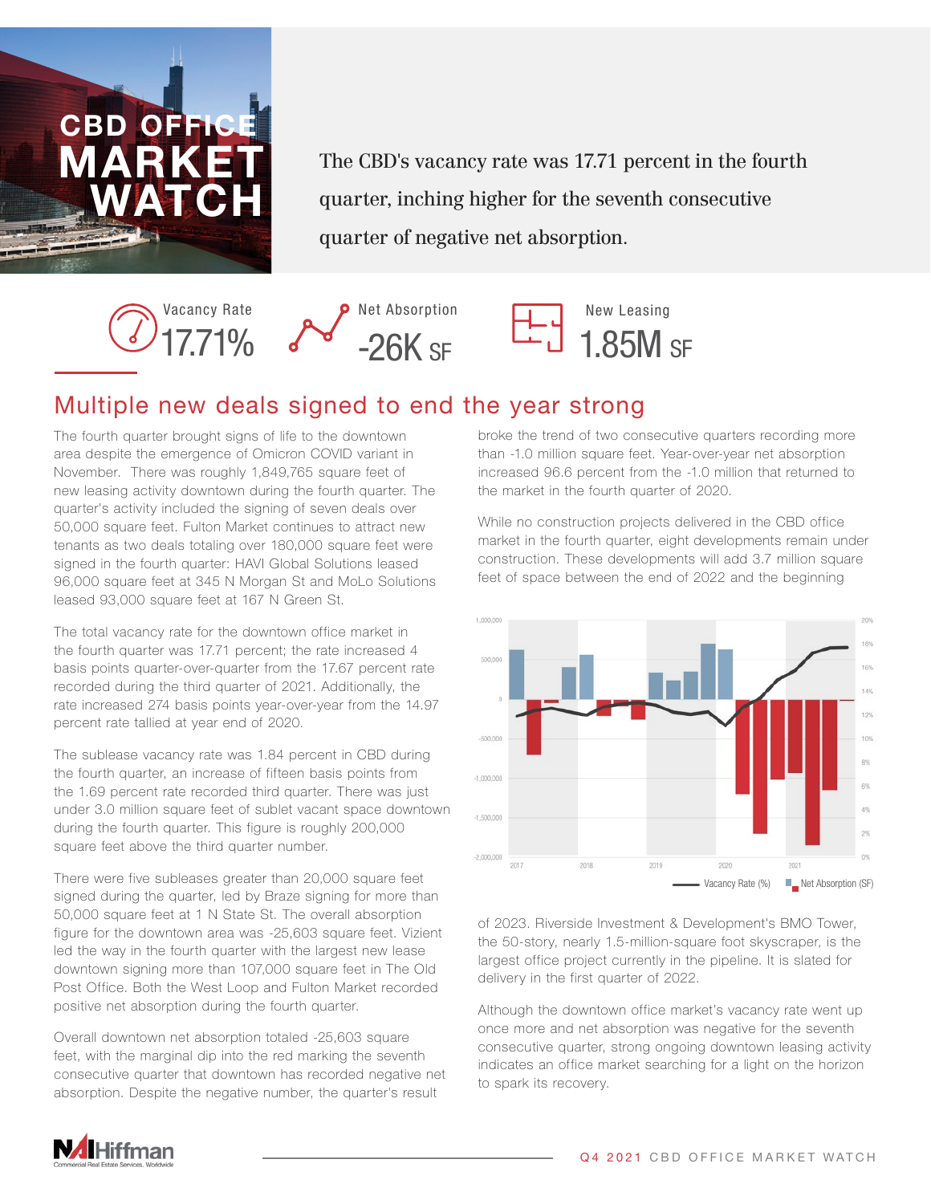# CBD OFFICE MARKET WATCH

The CBD's vacancy rate was 17.71 percent in the fourth quarter, inching higher for the seventh consecutive quarter of negative net absorption.

Vacancy Rate **17.71%**

Net Absorption **-26K SF**

New Leasing **1.85M SF**

## Multiple new deals signed to end the year strong

The fourth quarter brought signs of life to the downtown area despite the emergence of Omicron COVID variant in November. There was roughly 1,849,765 square feet of new leasing activity downtown during the fourth quarter. The quarter's activity included the signing of seven deals over 50,000 square feet. Fulton Market continues to attract new tenants as two deals totaling over 180,000 square feet were signed in the fourth quarter: HAVI Global Solutions leased 96,000 square feet at 345 N Morgan St and MoLo Solutions leased 93,000 square feet at 167 N Green St.

The total vacancy rate for the downtown office market in the fourth quarter was 17.71 percent; the rate increased 4 basis points quarter-over-quarter from the 17.67 percent rate recorded during the third quarter of 2021. Additionally, the rate increased 274 basis points year-over-year from the 14.97 percent rate tallied at year end of 2020.

The sublease vacancy rate was 1.84 percent in CBD during the fourth quarter, an increase of fifteen basis points from the 1.69 percent rate recorded third quarter. There was just under 3.0 million square feet of sublet vacant space downtown during the fourth quarter. This figure is roughly 200,000 square feet above the third quarter number.

There were five subleases greater than 20,000 square feet signed during the quarter, led by Braze signing for more than 50,000 square feet at 1 N State St. The overall absorption figure for the downtown area was -25,603 square feet. Vizient led the way in the fourth quarter with the largest new lease downtown signing more than 107,000 square feet in The Old Post Office. Both the West Loop and Fulton Market recorded positive net absorption during the fourth quarter.

Overall downtown net absorption totaled -25,603 square feet, with the marginal dip into the red marking the seventh consecutive quarter that downtown has recorded negative net absorption. Despite the negative number, the quarter's result broke the trend of two consecutive quarters recording more than -1.0 million square feet. Year-over-year net absorption increased 96.6 percent from the -1.0 million that returned to the market in the fourth quarter of 2020.

While no construction projects delivered in the CBD office market in the fourth quarter, eight developments remain under construction. These developments will add 3.7 million square feet of space between the end of 2022 and the beginning of 2023. Riverside Investment & Development's BMO Tower, the 50-story, nearly 1.5-million-square foot skyscraper, is the largest office project currently in the pipeline. It is slated for delivery in the first quarter of 2022.

Although the downtown office market's vacancy rate went up once more and net absorption was negative for the seventh consecutive quarter, strong ongoing downtown leasing activity indicates an office market searching for a light on the horizon to spark its recovery.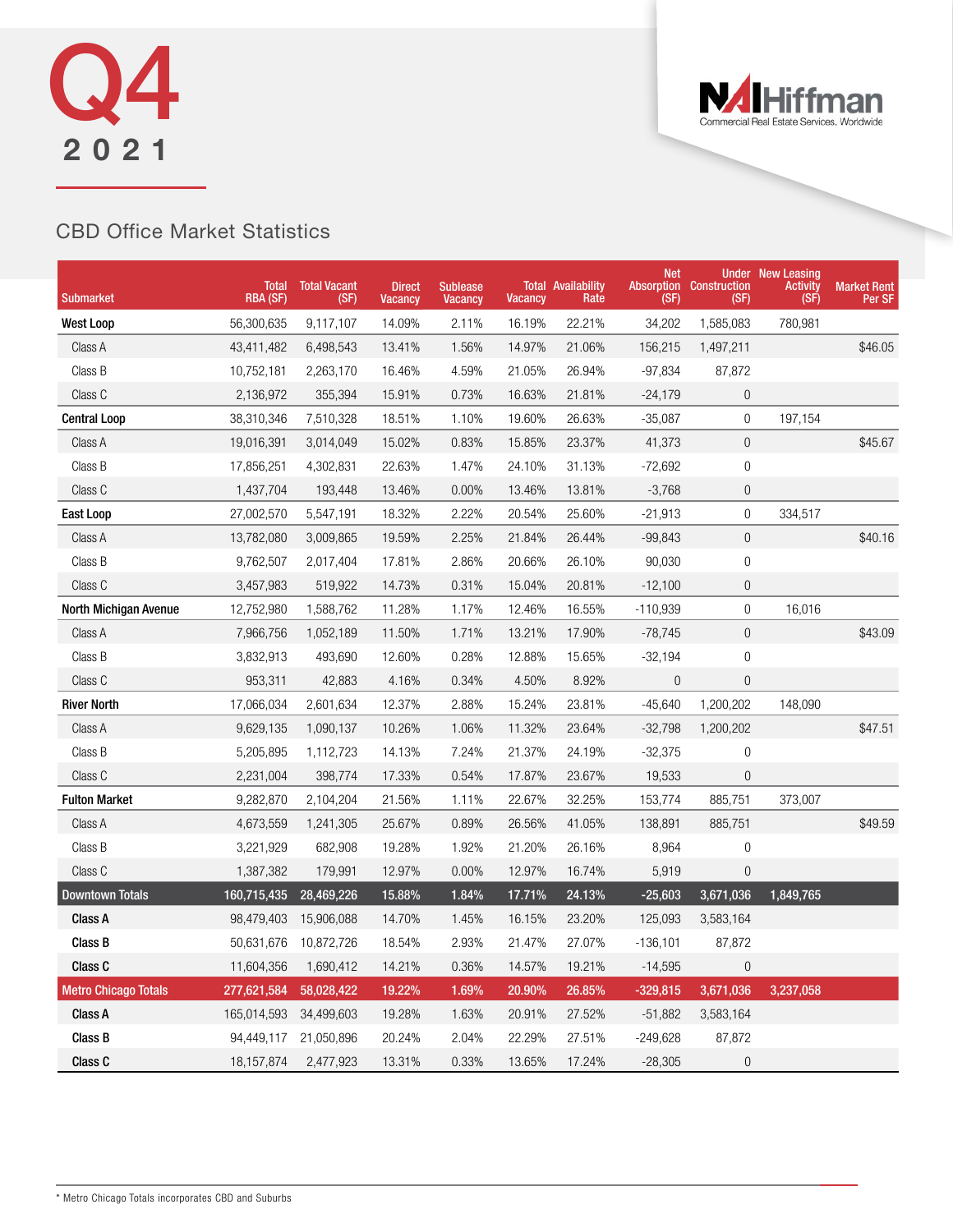# Q4 2021

NAI Hiffman
Commercial Real Estate Services, Worldwide

## CBD Office Market Statistics

| Submarket | Total RBA (SF) | Total Vacant (SF) | Direct Vacancy | Sublease Vacancy | Total Vacancy | Availability Rate | Net Absorption (SF) | Under Construction (SF) | New Leasing Activity (SF) | Market Rent Per SF |
|---|---|---|---|---|---|---|---|---|---|---|
| **West Loop** | 56,300,635 | 9,117,107 | 14.09% | 2.11% | 16.19% | 22.21% | 34,202 | 1,585,083 | 780,981 | |
| Class A | 43,411,482 | 6,498,543 | 13.41% | 1.56% | 14.97% | 21.06% | 156,215 | 1,497,211 | | $46.05 |
| Class B | 10,752,181 | 2,263,170 | 16.46% | 4.59% | 21.05% | 26.94% | -97,834 | 87,872 | | |
| Class C | 2,136,972 | 355,394 | 15.91% | 0.73% | 16.63% | 21.81% | -24,179 | 0 | | |
| **Central Loop** | 38,310,346 | 7,510,328 | 18.51% | 1.10% | 19.60% | 26.63% | -35,087 | 0 | 197,154 | |
| Class A | 19,016,391 | 3,014,049 | 15.02% | 0.83% | 15.85% | 23.37% | 41,373 | 0 | | $45.67 |
| Class B | 17,856,251 | 4,302,831 | 22.63% | 1.47% | 24.10% | 31.13% | -72,692 | 0 | | |
| Class C | 1,437,704 | 193,448 | 13.46% | 0.00% | 13.46% | 13.81% | -3,768 | 0 | | |
| **East Loop** | 27,002,570 | 5,547,191 | 18.32% | 2.22% | 20.54% | 25.60% | -21,913 | 0 | 334,517 | |
| Class A | 13,782,080 | 3,009,865 | 19.59% | 2.25% | 21.84% | 26.44% | -99,843 | 0 | | $40.16 |
| Class B | 9,762,507 | 2,017,404 | 17.81% | 2.86% | 20.66% | 26.10% | 90,030 | 0 | | |
| Class C | 3,457,983 | 519,922 | 14.73% | 0.31% | 15.04% | 20.81% | -12,100 | 0 | | |
| **North Michigan Avenue** | 12,752,980 | 1,588,762 | 11.28% | 1.17% | 12.46% | 16.55% | -110,939 | 0 | 16,016 | |
| Class A | 7,966,756 | 1,052,189 | 11.50% | 1.71% | 13.21% | 17.90% | -78,745 | 0 | | $43.09 |
| Class B | 3,832,913 | 493,690 | 12.60% | 0.28% | 12.88% | 15.65% | -32,194 | 0 | | |
| Class C | 953,311 | 42,883 | 4.16% | 0.34% | 4.50% | 8.92% | 0 | 0 | | |
| **River North** | 17,066,034 | 2,601,634 | 12.37% | 2.88% | 15.24% | 23.81% | -45,640 | 1,200,202 | 148,090 | |
| Class A | 9,629,135 | 1,090,137 | 10.26% | 1.06% | 11.32% | 23.64% | -32,798 | 1,200,202 | | $47.51 |
| Class B | 5,205,895 | 1,112,723 | 14.13% | 7.24% | 21.37% | 24.19% | -32,375 | 0 | | |
| Class C | 2,231,004 | 398,774 | 17.33% | 0.54% | 17.87% | 23.67% | 19,533 | 0 | | |
| **Fulton Market** | 9,282,870 | 2,104,204 | 21.56% | 1.11% | 22.67% | 32.25% | 153,774 | 885,751 | 373,007 | |
| Class A | 4,673,559 | 1,241,305 | 25.67% | 0.89% | 26.56% | 41.05% | 138,891 | 885,751 | | $49.59 |
| Class B | 3,221,929 | 682,908 | 19.28% | 1.92% | 21.20% | 26.16% | 8,964 | 0 | | |
| Class C | 1,387,382 | 179,991 | 12.97% | 0.00% | 12.97% | 16.74% | 5,919 | 0 | | |
| **Downtown Totals** | 160,715,435 | 28,469,226 | 15.88% | 1.84% | 17.71% | 24.13% | -25,603 | 3,671,036 | 1,849,765 | |
| **Class A** | 98,479,403 | 15,906,088 | 14.70% | 1.45% | 16.15% | 23.20% | 125,093 | 3,583,164 | | |
| **Class B** | 50,631,676 | 10,872,726 | 18.54% | 2.93% | 21.47% | 27.07% | -136,101 | 87,872 | | |
| **Class C** | 11,604,356 | 1,690,412 | 14.21% | 0.36% | 14.57% | 19.21% | -14,595 | 0 | | |
| **Metro Chicago Totals** | 277,621,584 | 58,028,422 | 19.22% | 1.69% | 20.90% | 26.85% | -329,815 | 3,671,036 | 3,237,058 | |
| **Class A** | 165,014,593 | 34,499,603 | 19.28% | 1.63% | 20.91% | 27.52% | -51,882 | 3,583,164 | | |
| **Class B** | 94,449,117 | 21,050,896 | 20.24% | 2.04% | 22.29% | 27.51% | -249,628 | 87,872 | | |
| **Class C** | 18,157,874 | 2,477,923 | 13.31% | 0.33% | 13.65% | 17.24% | -28,305 | 0 | | |

\* Metro Chicago Totals incorporates CBD and Suburbs